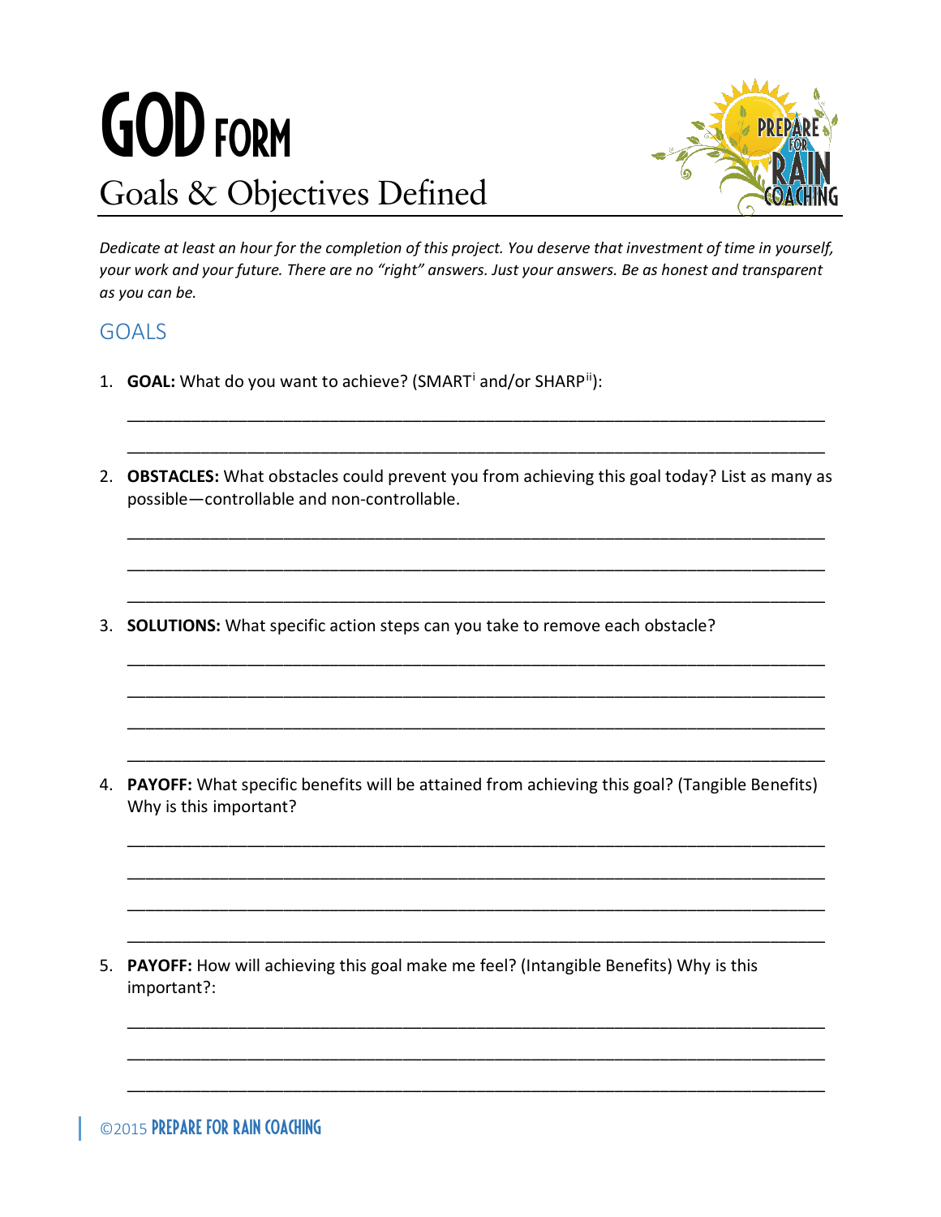# GOD FORM

## Goals & Objectives Defined

*Dedicate at least an hour for the completion of this project. You deserve that investment of time in yourself, your work and your future. There are no "right" answers. Just your answers. Be as honest and transparent as you can be.*

## GOALS

1. **GOAL:** What do you want to achieve? (SMART[i] and/or SHARP[ii]):

   \_\_\_\_\_\_\_\_\_\_\_\_\_\_\_\_\_\_\_\_\_\_\_\_\_\_\_\_\_\_\_\_\_\_\_\_\_\_\_\_\_\_\_\_\_\_\_\_\_\_\_\_\_\_\_\_\_\_\_\_\_\_\_\_\_\_\_\_\_\_\_\_

   \_\_\_\_\_\_\_\_\_\_\_\_\_\_\_\_\_\_\_\_\_\_\_\_\_\_\_\_\_\_\_\_\_\_\_\_\_\_\_\_\_\_\_\_\_\_\_\_\_\_\_\_\_\_\_\_\_\_\_\_\_\_\_\_\_\_\_\_\_\_\_\_

2. **OBSTACLES:** What obstacles could prevent you from achieving this goal today? List as many as possible—controllable and non-controllable.

   \_\_\_\_\_\_\_\_\_\_\_\_\_\_\_\_\_\_\_\_\_\_\_\_\_\_\_\_\_\_\_\_\_\_\_\_\_\_\_\_\_\_\_\_\_\_\_\_\_\_\_\_\_\_\_\_\_\_\_\_\_\_\_\_\_\_\_\_\_\_\_\_

   \_\_\_\_\_\_\_\_\_\_\_\_\_\_\_\_\_\_\_\_\_\_\_\_\_\_\_\_\_\_\_\_\_\_\_\_\_\_\_\_\_\_\_\_\_\_\_\_\_\_\_\_\_\_\_\_\_\_\_\_\_\_\_\_\_\_\_\_\_\_\_\_

   \_\_\_\_\_\_\_\_\_\_\_\_\_\_\_\_\_\_\_\_\_\_\_\_\_\_\_\_\_\_\_\_\_\_\_\_\_\_\_\_\_\_\_\_\_\_\_\_\_\_\_\_\_\_\_\_\_\_\_\_\_\_\_\_\_\_\_\_\_\_\_\_

3. **SOLUTIONS:** What specific action steps can you take to remove each obstacle?

   \_\_\_\_\_\_\_\_\_\_\_\_\_\_\_\_\_\_\_\_\_\_\_\_\_\_\_\_\_\_\_\_\_\_\_\_\_\_\_\_\_\_\_\_\_\_\_\_\_\_\_\_\_\_\_\_\_\_\_\_\_\_\_\_\_\_\_\_\_\_\_\_

   \_\_\_\_\_\_\_\_\_\_\_\_\_\_\_\_\_\_\_\_\_\_\_\_\_\_\_\_\_\_\_\_\_\_\_\_\_\_\_\_\_\_\_\_\_\_\_\_\_\_\_\_\_\_\_\_\_\_\_\_\_\_\_\_\_\_\_\_\_\_\_\_

   \_\_\_\_\_\_\_\_\_\_\_\_\_\_\_\_\_\_\_\_\_\_\_\_\_\_\_\_\_\_\_\_\_\_\_\_\_\_\_\_\_\_\_\_\_\_\_\_\_\_\_\_\_\_\_\_\_\_\_\_\_\_\_\_\_\_\_\_\_\_\_\_

   \_\_\_\_\_\_\_\_\_\_\_\_\_\_\_\_\_\_\_\_\_\_\_\_\_\_\_\_\_\_\_\_\_\_\_\_\_\_\_\_\_\_\_\_\_\_\_\_\_\_\_\_\_\_\_\_\_\_\_\_\_\_\_\_\_\_\_\_\_\_\_\_

4. **PAYOFF:** What specific benefits will be attained from achieving this goal? (Tangible Benefits) Why is this important?

   \_\_\_\_\_\_\_\_\_\_\_\_\_\_\_\_\_\_\_\_\_\_\_\_\_\_\_\_\_\_\_\_\_\_\_\_\_\_\_\_\_\_\_\_\_\_\_\_\_\_\_\_\_\_\_\_\_\_\_\_\_\_\_\_\_\_\_\_\_\_\_\_

   \_\_\_\_\_\_\_\_\_\_\_\_\_\_\_\_\_\_\_\_\_\_\_\_\_\_\_\_\_\_\_\_\_\_\_\_\_\_\_\_\_\_\_\_\_\_\_\_\_\_\_\_\_\_\_\_\_\_\_\_\_\_\_\_\_\_\_\_\_\_\_\_

   \_\_\_\_\_\_\_\_\_\_\_\_\_\_\_\_\_\_\_\_\_\_\_\_\_\_\_\_\_\_\_\_\_\_\_\_\_\_\_\_\_\_\_\_\_\_\_\_\_\_\_\_\_\_\_\_\_\_\_\_\_\_\_\_\_\_\_\_\_\_\_\_

   \_\_\_\_\_\_\_\_\_\_\_\_\_\_\_\_\_\_\_\_\_\_\_\_\_\_\_\_\_\_\_\_\_\_\_\_\_\_\_\_\_\_\_\_\_\_\_\_\_\_\_\_\_\_\_\_\_\_\_\_\_\_\_\_\_\_\_\_\_\_\_\_

5. **PAYOFF:** How will achieving this goal make me feel? (Intangible Benefits) Why is this important?:

   \_\_\_\_\_\_\_\_\_\_\_\_\_\_\_\_\_\_\_\_\_\_\_\_\_\_\_\_\_\_\_\_\_\_\_\_\_\_\_\_\_\_\_\_\_\_\_\_\_\_\_\_\_\_\_\_\_\_\_\_\_\_\_\_\_\_\_\_\_\_\_\_

   \_\_\_\_\_\_\_\_\_\_\_\_\_\_\_\_\_\_\_\_\_\_\_\_\_\_\_\_\_\_\_\_\_\_\_\_\_\_\_\_\_\_\_\_\_\_\_\_\_\_\_\_\_\_\_\_\_\_\_\_\_\_\_\_\_\_\_\_\_\_\_\_

   \_\_\_\_\_\_\_\_\_\_\_\_\_\_\_\_\_\_\_\_\_\_\_\_\_\_\_\_\_\_\_\_\_\_\_\_\_\_\_\_\_\_\_\_\_\_\_\_\_\_\_\_\_\_\_\_\_\_\_\_\_\_\_\_\_\_\_\_\_\_\_\_

©2015 PREPARE FOR RAIN COACHING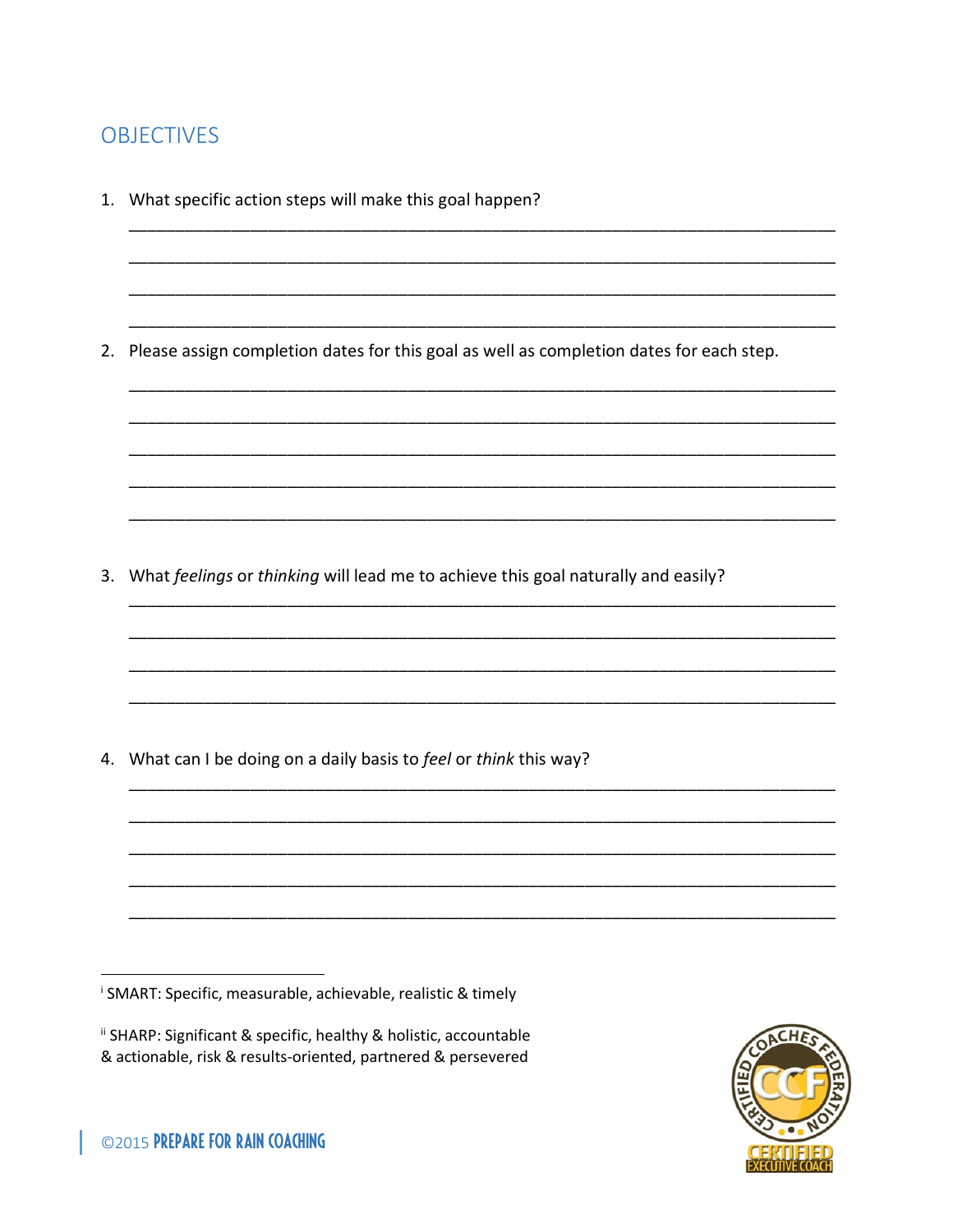## OBJECTIVES

1. What specific action steps will make this goal happen?

   ___________________________________________________________________________

   ___________________________________________________________________________

   ___________________________________________________________________________

   ___________________________________________________________________________

2. Please assign completion dates for this goal as well as completion dates for each step.

   ___________________________________________________________________________

   ___________________________________________________________________________

   ___________________________________________________________________________

   ___________________________________________________________________________

   ___________________________________________________________________________

3. What *feelings* or *thinking* will lead me to achieve this goal naturally and easily?

   ___________________________________________________________________________

   ___________________________________________________________________________

   ___________________________________________________________________________

   ___________________________________________________________________________

4. What can I be doing on a daily basis to *feel* or *think* this way?

   ___________________________________________________________________________

   ___________________________________________________________________________

   ___________________________________________________________________________

   ___________________________________________________________________________

   ___________________________________________________________________________

---

[i] SMART: Specific, measurable, achievable, realistic & timely

[ii] SHARP: Significant & specific, healthy & holistic, accountable & actionable, risk & results-oriented, partnered & persevered

©2015 PREPARE FOR RAIN COACHING